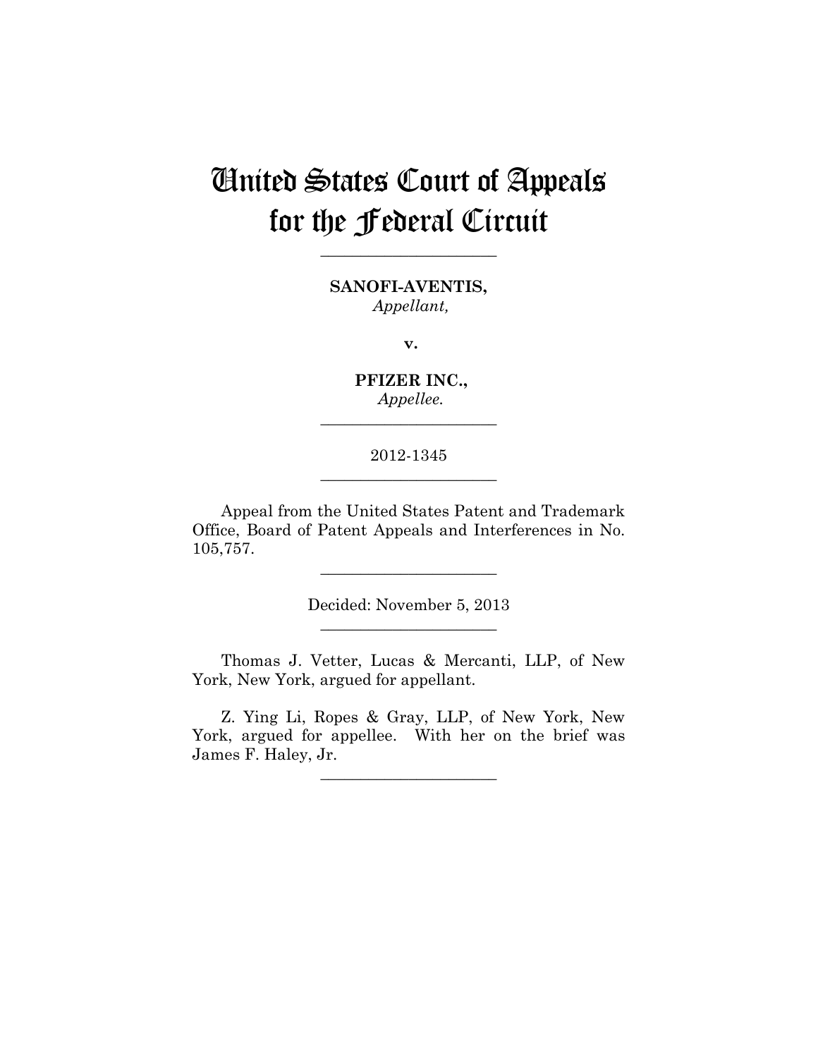# United States Court of Appeals for the Federal Circuit

---

**SANOFI-AVENTIS,**
*Appellant,*

**v.**

**PFIZER INC.,**
*Appellee.*

---

2012-1345

---

Appeal from the United States Patent and Trademark Office, Board of Patent Appeals and Interferences in No. 105,757.

---

Decided: November 5, 2013

---

Thomas J. Vetter, Lucas & Mercanti, LLP, of New York, New York, argued for appellant.

Z. Ying Li, Ropes & Gray, LLP, of New York, New York, argued for appellee. With her on the brief was James F. Haley, Jr.

---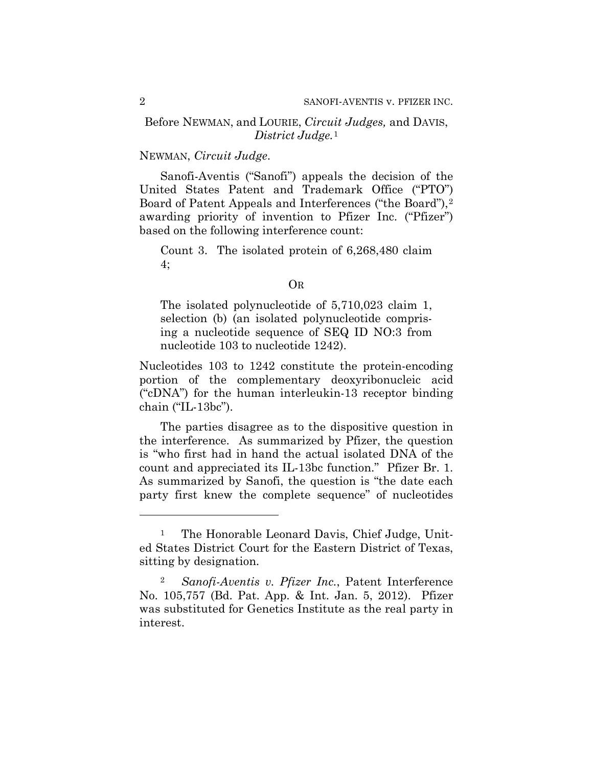Before NEWMAN, and LOURIE, *Circuit Judges,* and DAVIS, *District Judge.*[1]

NEWMAN, *Circuit Judge*.

Sanofi-Aventis ("Sanofi") appeals the decision of the United States Patent and Trademark Office ("PTO") Board of Patent Appeals and Interferences ("the Board"),[2] awarding priority of invention to Pfizer Inc. ("Pfizer") based on the following interference count:

> Count 3. The isolated protein of 6,268,480 claim 4;
>
> OR
>
> The isolated polynucleotide of 5,710,023 claim 1, selection (b) (an isolated polynucleotide comprising a nucleotide sequence of SEQ ID NO:3 from nucleotide 103 to nucleotide 1242).

Nucleotides 103 to 1242 constitute the protein-encoding portion of the complementary deoxyribonucleic acid ("cDNA") for the human interleukin-13 receptor binding chain ("IL-13bc").

The parties disagree as to the dispositive question in the interference. As summarized by Pfizer, the question is "who first had in hand the actual isolated DNA of the count and appreciated its IL-13bc function." Pfizer Br. 1. As summarized by Sanofi, the question is "the date each party first knew the complete sequence" of nucleotides

---

[1] The Honorable Leonard Davis, Chief Judge, United States District Court for the Eastern District of Texas, sitting by designation.

[2] *Sanofi-Aventis v. Pfizer Inc.*, Patent Interference No. 105,757 (Bd. Pat. App. & Int. Jan. 5, 2012). Pfizer was substituted for Genetics Institute as the real party in interest.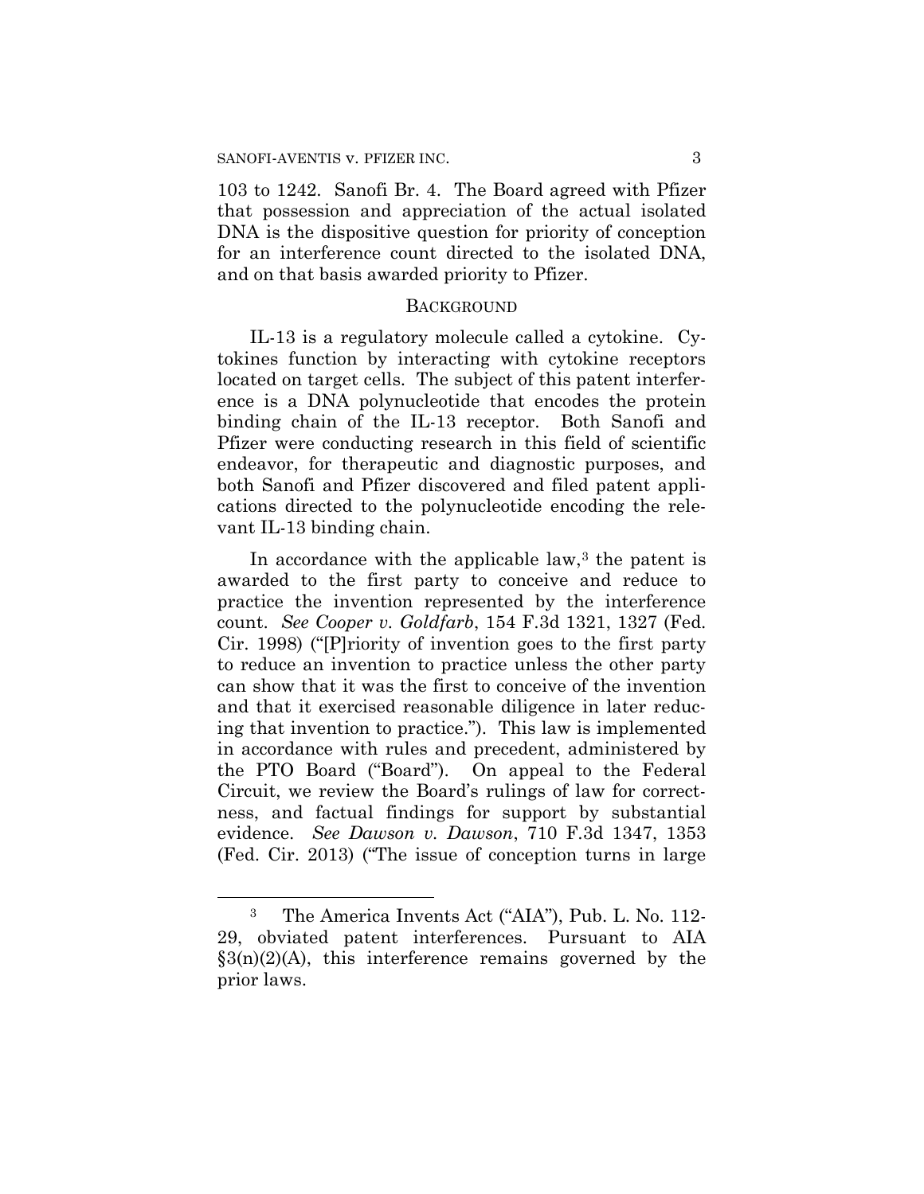103 to 1242. Sanofi Br. 4. The Board agreed with Pfizer that possession and appreciation of the actual isolated DNA is the dispositive question for priority of conception for an interference count directed to the isolated DNA, and on that basis awarded priority to Pfizer.

## BACKGROUND

IL-13 is a regulatory molecule called a cytokine. Cytokines function by interacting with cytokine receptors located on target cells. The subject of this patent interference is a DNA polynucleotide that encodes the protein binding chain of the IL-13 receptor. Both Sanofi and Pfizer were conducting research in this field of scientific endeavor, for therapeutic and diagnostic purposes, and both Sanofi and Pfizer discovered and filed patent applications directed to the polynucleotide encoding the relevant IL-13 binding chain.

In accordance with the applicable law,[3] the patent is awarded to the first party to conceive and reduce to practice the invention represented by the interference count. *See Cooper v. Goldfarb*, 154 F.3d 1321, 1327 (Fed. Cir. 1998) ("[P]riority of invention goes to the first party to reduce an invention to practice unless the other party can show that it was the first to conceive of the invention and that it exercised reasonable diligence in later reducing that invention to practice."). This law is implemented in accordance with rules and precedent, administered by the PTO Board ("Board"). On appeal to the Federal Circuit, we review the Board's rulings of law for correctness, and factual findings for support by substantial evidence. *See Dawson v. Dawson*, 710 F.3d 1347, 1353 (Fed. Cir. 2013) ("The issue of conception turns in large

---

[3] The America Invents Act ("AIA"), Pub. L. No. 112-29, obviated patent interferences. Pursuant to AIA §3(n)(2)(A), this interference remains governed by the prior laws.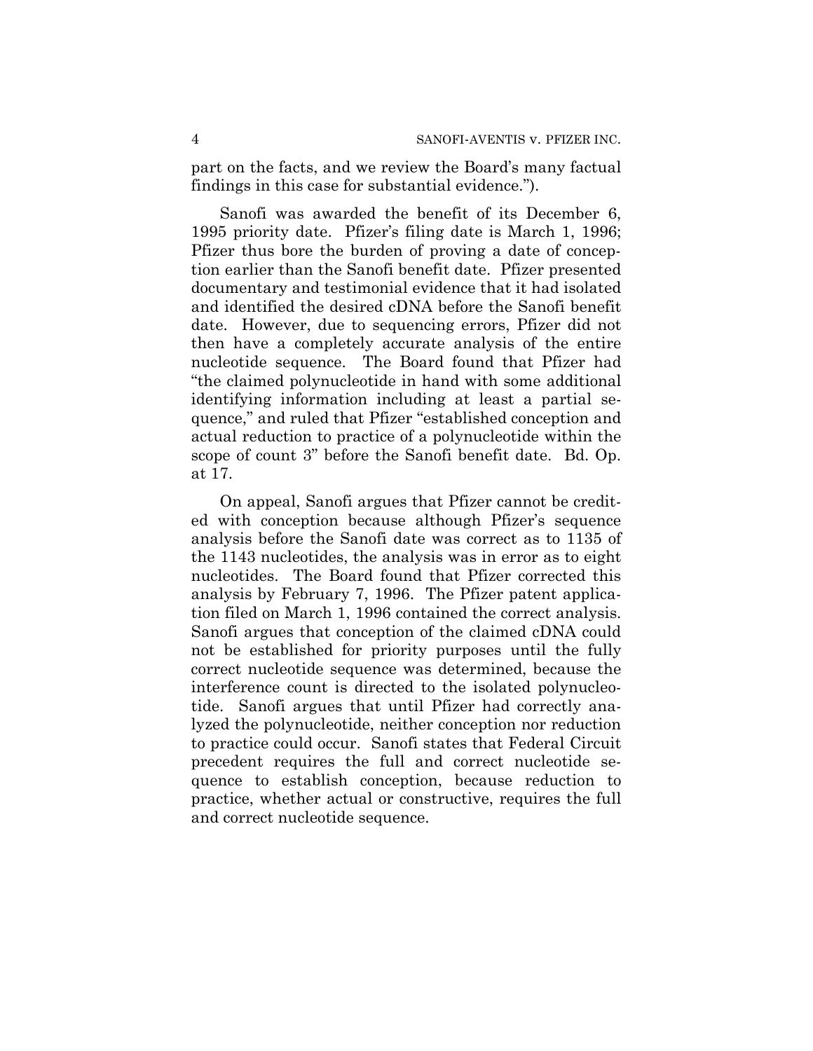part on the facts, and we review the Board's many factual findings in this case for substantial evidence.").

Sanofi was awarded the benefit of its December 6, 1995 priority date. Pfizer's filing date is March 1, 1996; Pfizer thus bore the burden of proving a date of conception earlier than the Sanofi benefit date. Pfizer presented documentary and testimonial evidence that it had isolated and identified the desired cDNA before the Sanofi benefit date. However, due to sequencing errors, Pfizer did not then have a completely accurate analysis of the entire nucleotide sequence. The Board found that Pfizer had "the claimed polynucleotide in hand with some additional identifying information including at least a partial sequence," and ruled that Pfizer "established conception and actual reduction to practice of a polynucleotide within the scope of count 3" before the Sanofi benefit date. Bd. Op. at 17.

On appeal, Sanofi argues that Pfizer cannot be credited with conception because although Pfizer's sequence analysis before the Sanofi date was correct as to 1135 of the 1143 nucleotides, the analysis was in error as to eight nucleotides. The Board found that Pfizer corrected this analysis by February 7, 1996. The Pfizer patent application filed on March 1, 1996 contained the correct analysis. Sanofi argues that conception of the claimed cDNA could not be established for priority purposes until the fully correct nucleotide sequence was determined, because the interference count is directed to the isolated polynucleotide. Sanofi argues that until Pfizer had correctly analyzed the polynucleotide, neither conception nor reduction to practice could occur. Sanofi states that Federal Circuit precedent requires the full and correct nucleotide sequence to establish conception, because reduction to practice, whether actual or constructive, requires the full and correct nucleotide sequence.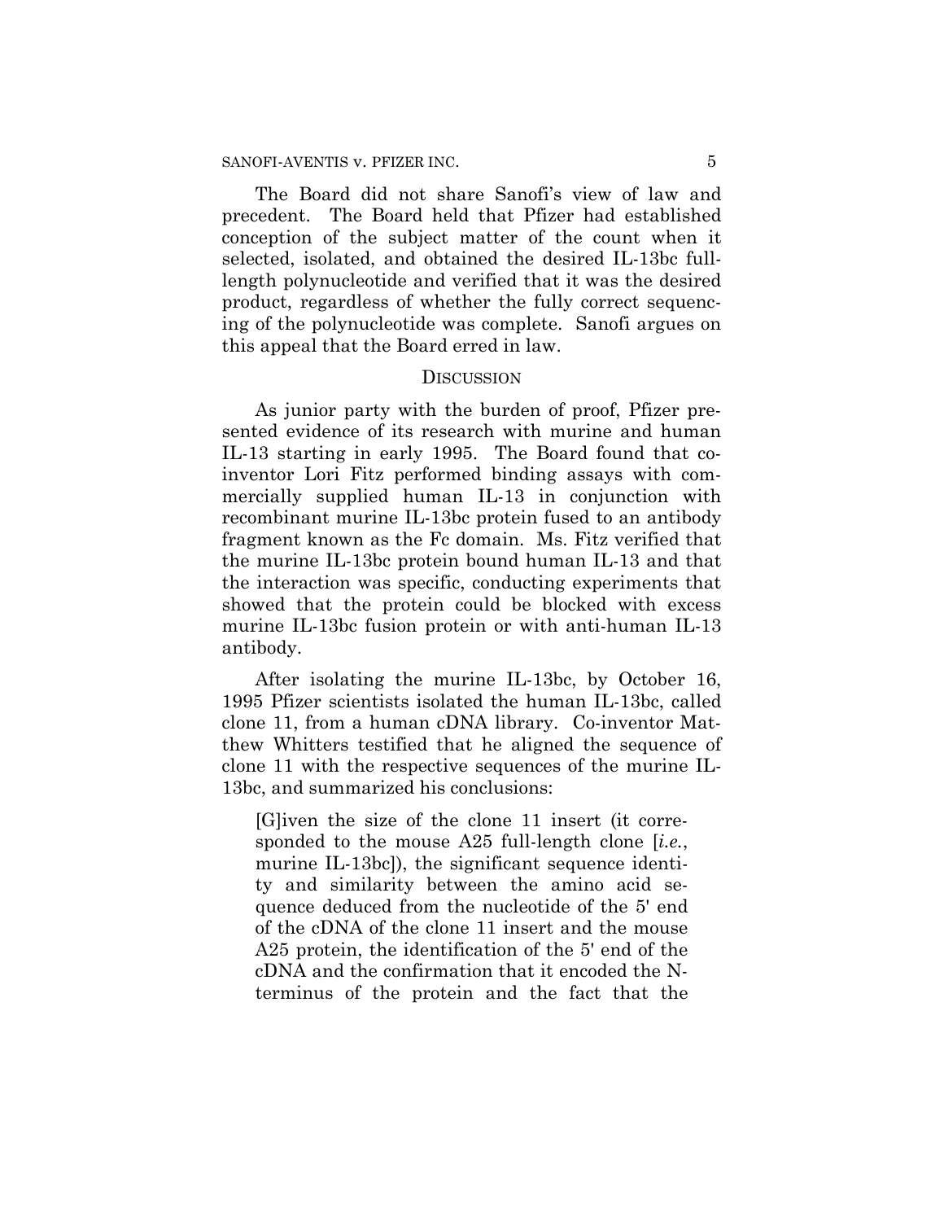The Board did not share Sanofi's view of law and precedent. The Board held that Pfizer had established conception of the subject matter of the count when it selected, isolated, and obtained the desired IL-13bc full-length polynucleotide and verified that it was the desired product, regardless of whether the fully correct sequencing of the polynucleotide was complete. Sanofi argues on this appeal that the Board erred in law.

## DISCUSSION

As junior party with the burden of proof, Pfizer presented evidence of its research with murine and human IL-13 starting in early 1995. The Board found that co-inventor Lori Fitz performed binding assays with commercially supplied human IL-13 in conjunction with recombinant murine IL-13bc protein fused to an antibody fragment known as the Fc domain. Ms. Fitz verified that the murine IL-13bc protein bound human IL-13 and that the interaction was specific, conducting experiments that showed that the protein could be blocked with excess murine IL-13bc fusion protein or with anti-human IL-13 antibody.

After isolating the murine IL-13bc, by October 16, 1995 Pfizer scientists isolated the human IL-13bc, called clone 11, from a human cDNA library. Co-inventor Matthew Whitters testified that he aligned the sequence of clone 11 with the respective sequences of the murine IL-13bc, and summarized his conclusions:

> [G]iven the size of the clone 11 insert (it corresponded to the mouse A25 full-length clone [*i.e.*, murine IL-13bc]), the significant sequence identity and similarity between the amino acid sequence deduced from the nucleotide of the 5' end of the cDNA of the clone 11 insert and the mouse A25 protein, the identification of the 5' end of the cDNA and the confirmation that it encoded the N-terminus of the protein and the fact that the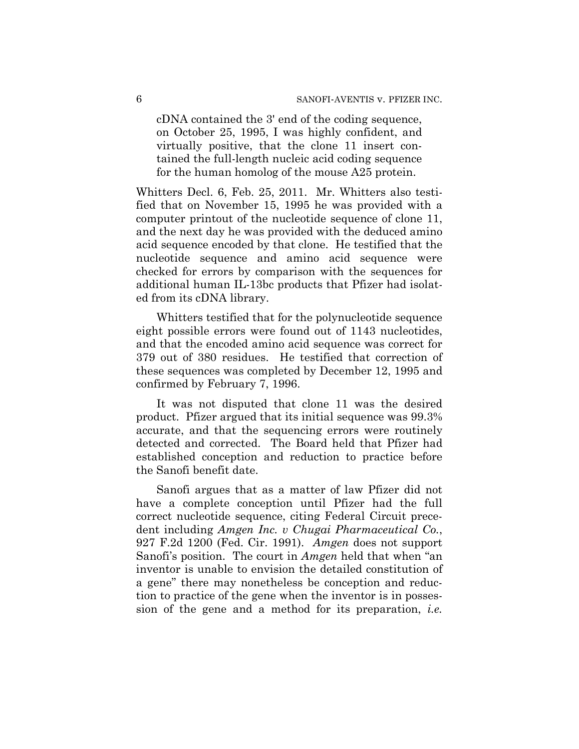> cDNA contained the 3' end of the coding sequence, on October 25, 1995, I was highly confident, and virtually positive, that the clone 11 insert contained the full-length nucleic acid coding sequence for the human homolog of the mouse A25 protein.

Whitters Decl. 6, Feb. 25, 2011. Mr. Whitters also testified that on November 15, 1995 he was provided with a computer printout of the nucleotide sequence of clone 11, and the next day he was provided with the deduced amino acid sequence encoded by that clone. He testified that the nucleotide sequence and amino acid sequence were checked for errors by comparison with the sequences for additional human IL-13bc products that Pfizer had isolated from its cDNA library.

Whitters testified that for the polynucleotide sequence eight possible errors were found out of 1143 nucleotides, and that the encoded amino acid sequence was correct for 379 out of 380 residues. He testified that correction of these sequences was completed by December 12, 1995 and confirmed by February 7, 1996.

It was not disputed that clone 11 was the desired product. Pfizer argued that its initial sequence was 99.3% accurate, and that the sequencing errors were routinely detected and corrected. The Board held that Pfizer had established conception and reduction to practice before the Sanofi benefit date.

Sanofi argues that as a matter of law Pfizer did not have a complete conception until Pfizer had the full correct nucleotide sequence, citing Federal Circuit precedent including *Amgen Inc. v Chugai Pharmaceutical Co.*, 927 F.2d 1200 (Fed. Cir. 1991). *Amgen* does not support Sanofi's position. The court in *Amgen* held that when "an inventor is unable to envision the detailed constitution of a gene" there may nonetheless be conception and reduction to practice of the gene when the inventor is in possession of the gene and a method for its preparation, *i.e.*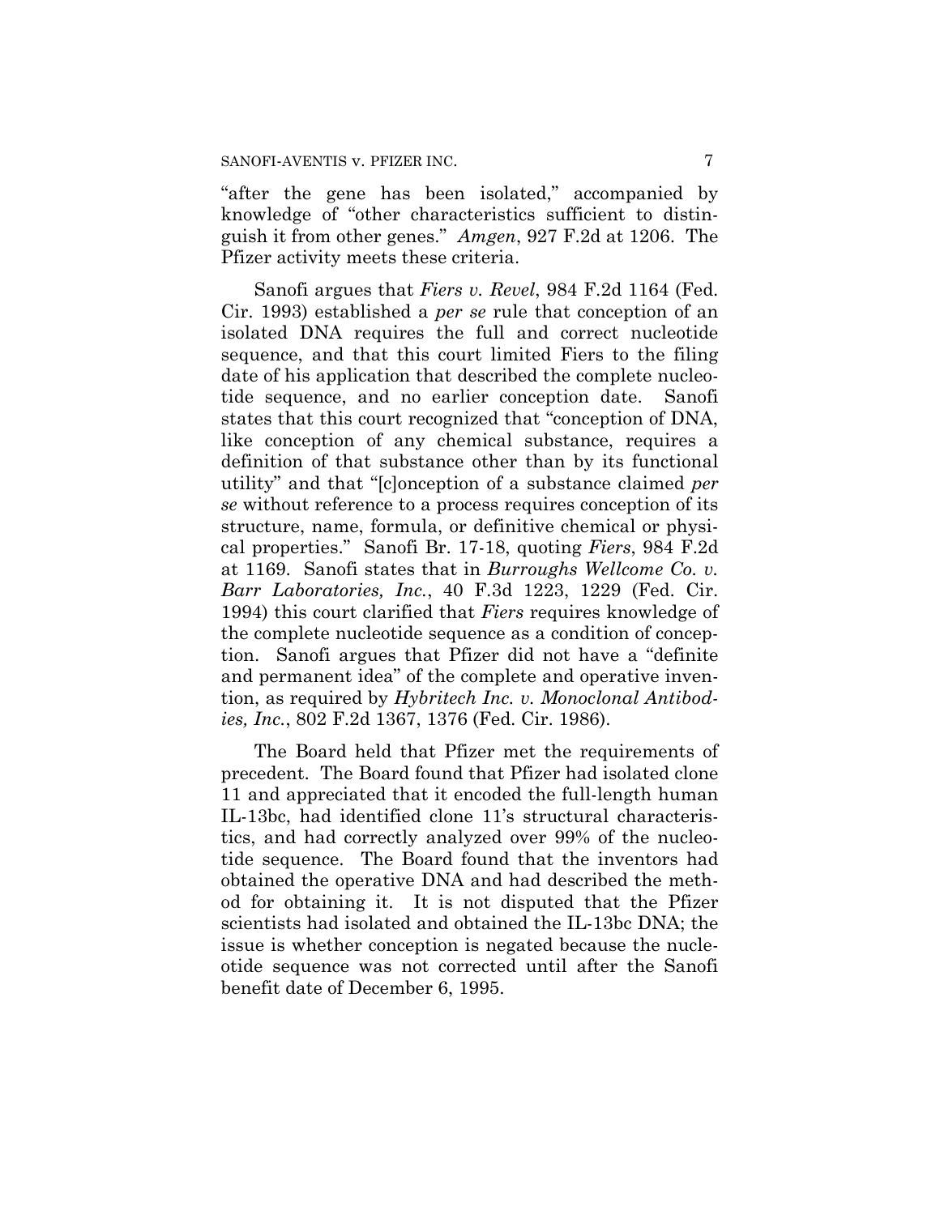"after the gene has been isolated," accompanied by knowledge of "other characteristics sufficient to distinguish it from other genes." *Amgen*, 927 F.2d at 1206. The Pfizer activity meets these criteria.

Sanofi argues that *Fiers v. Revel*, 984 F.2d 1164 (Fed. Cir. 1993) established a *per se* rule that conception of an isolated DNA requires the full and correct nucleotide sequence, and that this court limited Fiers to the filing date of his application that described the complete nucleotide sequence, and no earlier conception date. Sanofi states that this court recognized that "conception of DNA, like conception of any chemical substance, requires a definition of that substance other than by its functional utility" and that "[c]onception of a substance claimed *per se* without reference to a process requires conception of its structure, name, formula, or definitive chemical or physical properties." Sanofi Br. 17-18, quoting *Fiers*, 984 F.2d at 1169. Sanofi states that in *Burroughs Wellcome Co. v. Barr Laboratories, Inc.*, 40 F.3d 1223, 1229 (Fed. Cir. 1994) this court clarified that *Fiers* requires knowledge of the complete nucleotide sequence as a condition of conception. Sanofi argues that Pfizer did not have a "definite and permanent idea" of the complete and operative invention, as required by *Hybritech Inc. v. Monoclonal Antibodies, Inc.*, 802 F.2d 1367, 1376 (Fed. Cir. 1986).

The Board held that Pfizer met the requirements of precedent. The Board found that Pfizer had isolated clone 11 and appreciated that it encoded the full-length human IL-13bc, had identified clone 11's structural characteristics, and had correctly analyzed over 99% of the nucleotide sequence. The Board found that the inventors had obtained the operative DNA and had described the method for obtaining it. It is not disputed that the Pfizer scientists had isolated and obtained the IL-13bc DNA; the issue is whether conception is negated because the nucleotide sequence was not corrected until after the Sanofi benefit date of December 6, 1995.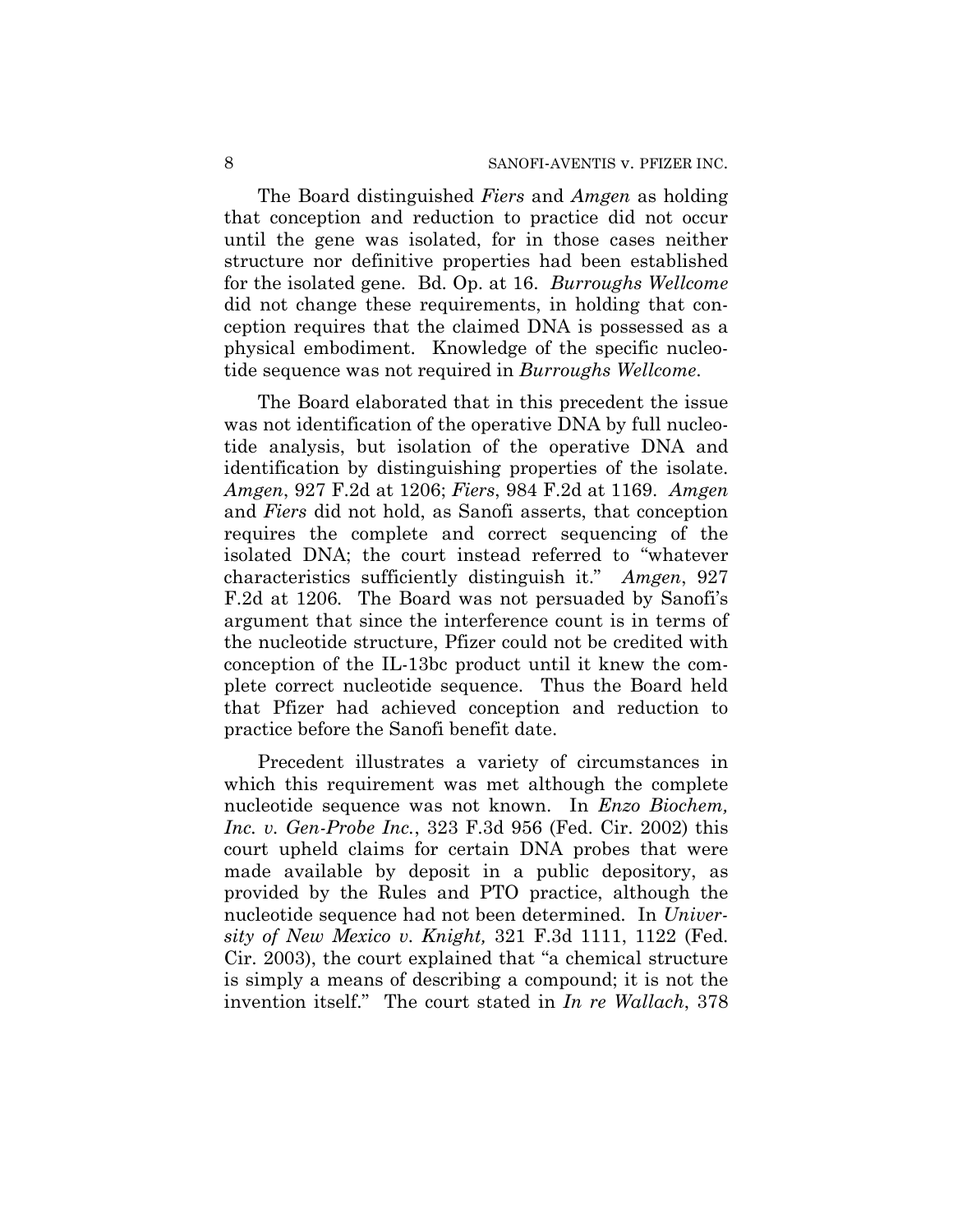The Board distinguished *Fiers* and *Amgen* as holding that conception and reduction to practice did not occur until the gene was isolated, for in those cases neither structure nor definitive properties had been established for the isolated gene. Bd. Op. at 16. *Burroughs Wellcome* did not change these requirements, in holding that conception requires that the claimed DNA is possessed as a physical embodiment. Knowledge of the specific nucleotide sequence was not required in *Burroughs Wellcome*.

The Board elaborated that in this precedent the issue was not identification of the operative DNA by full nucleotide analysis, but isolation of the operative DNA and identification by distinguishing properties of the isolate. *Amgen*, 927 F.2d at 1206; *Fiers*, 984 F.2d at 1169. *Amgen* and *Fiers* did not hold, as Sanofi asserts, that conception requires the complete and correct sequencing of the isolated DNA; the court instead referred to "whatever characteristics sufficiently distinguish it." *Amgen*, 927 F.2d at 1206. The Board was not persuaded by Sanofi's argument that since the interference count is in terms of the nucleotide structure, Pfizer could not be credited with conception of the IL-13bc product until it knew the complete correct nucleotide sequence. Thus the Board held that Pfizer had achieved conception and reduction to practice before the Sanofi benefit date.

Precedent illustrates a variety of circumstances in which this requirement was met although the complete nucleotide sequence was not known. In *Enzo Biochem, Inc. v. Gen-Probe Inc.*, 323 F.3d 956 (Fed. Cir. 2002) this court upheld claims for certain DNA probes that were made available by deposit in a public depository, as provided by the Rules and PTO practice, although the nucleotide sequence had not been determined. In *University of New Mexico v. Knight,* 321 F.3d 1111, 1122 (Fed. Cir. 2003), the court explained that "a chemical structure is simply a means of describing a compound; it is not the invention itself." The court stated in *In re Wallach*, 378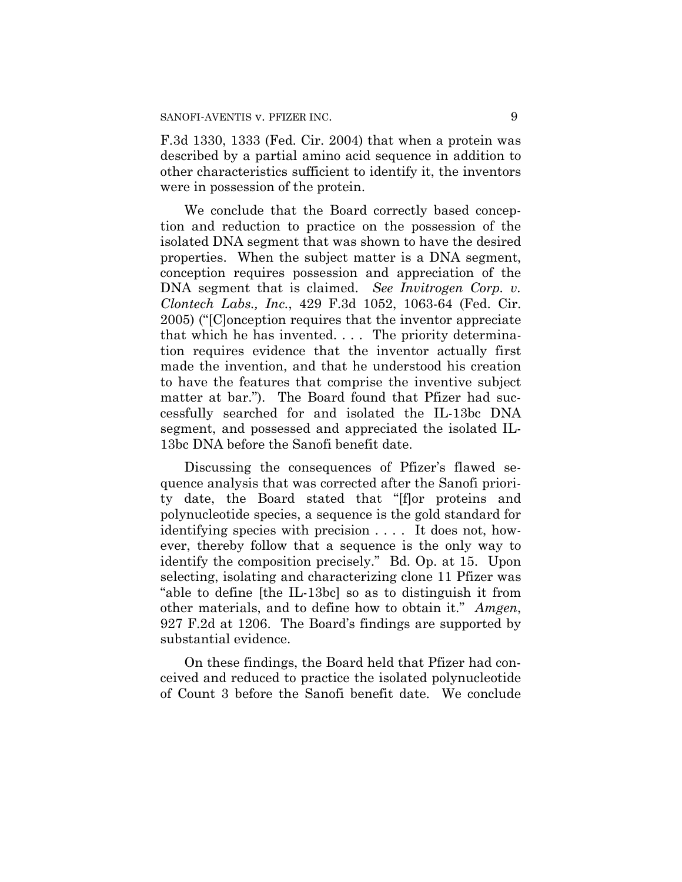F.3d 1330, 1333 (Fed. Cir. 2004) that when a protein was described by a partial amino acid sequence in addition to other characteristics sufficient to identify it, the inventors were in possession of the protein.

We conclude that the Board correctly based conception and reduction to practice on the possession of the isolated DNA segment that was shown to have the desired properties. When the subject matter is a DNA segment, conception requires possession and appreciation of the DNA segment that is claimed. *See Invitrogen Corp. v. Clontech Labs., Inc.*, 429 F.3d 1052, 1063-64 (Fed. Cir. 2005) ("[C]onception requires that the inventor appreciate that which he has invented. . . . The priority determination requires evidence that the inventor actually first made the invention, and that he understood his creation to have the features that comprise the inventive subject matter at bar."). The Board found that Pfizer had successfully searched for and isolated the IL-13bc DNA segment, and possessed and appreciated the isolated IL-13bc DNA before the Sanofi benefit date.

Discussing the consequences of Pfizer's flawed sequence analysis that was corrected after the Sanofi priority date, the Board stated that "[f]or proteins and polynucleotide species, a sequence is the gold standard for identifying species with precision . . . . It does not, however, thereby follow that a sequence is the only way to identify the composition precisely." Bd. Op. at 15. Upon selecting, isolating and characterizing clone 11 Pfizer was "able to define [the IL-13bc] so as to distinguish it from other materials, and to define how to obtain it." *Amgen*, 927 F.2d at 1206. The Board's findings are supported by substantial evidence.

On these findings, the Board held that Pfizer had conceived and reduced to practice the isolated polynucleotide of Count 3 before the Sanofi benefit date. We conclude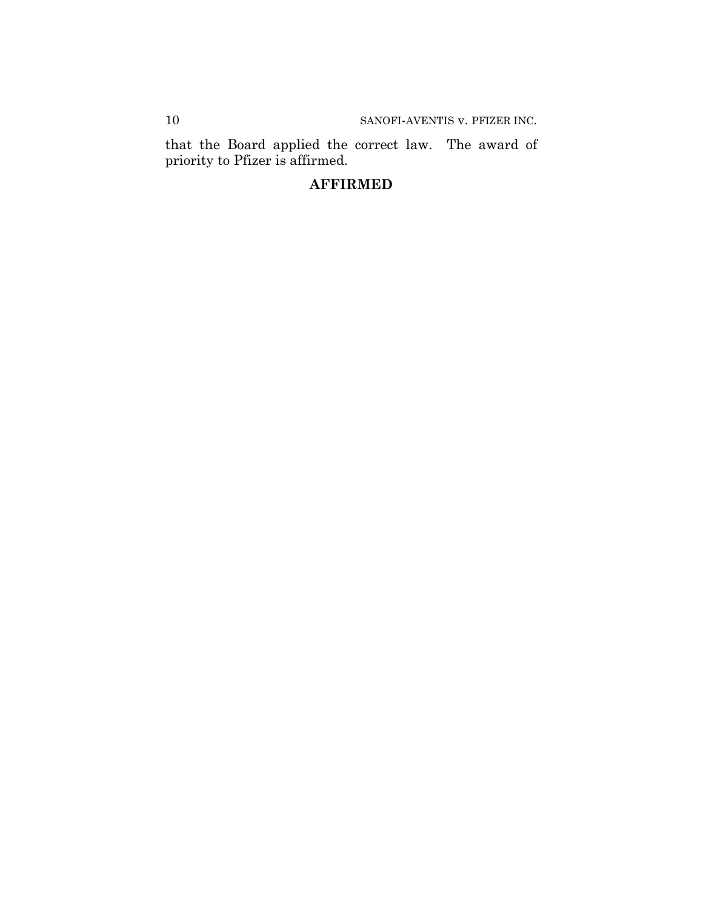that the Board applied the correct law. The award of priority to Pfizer is affirmed.

**AFFIRMED**